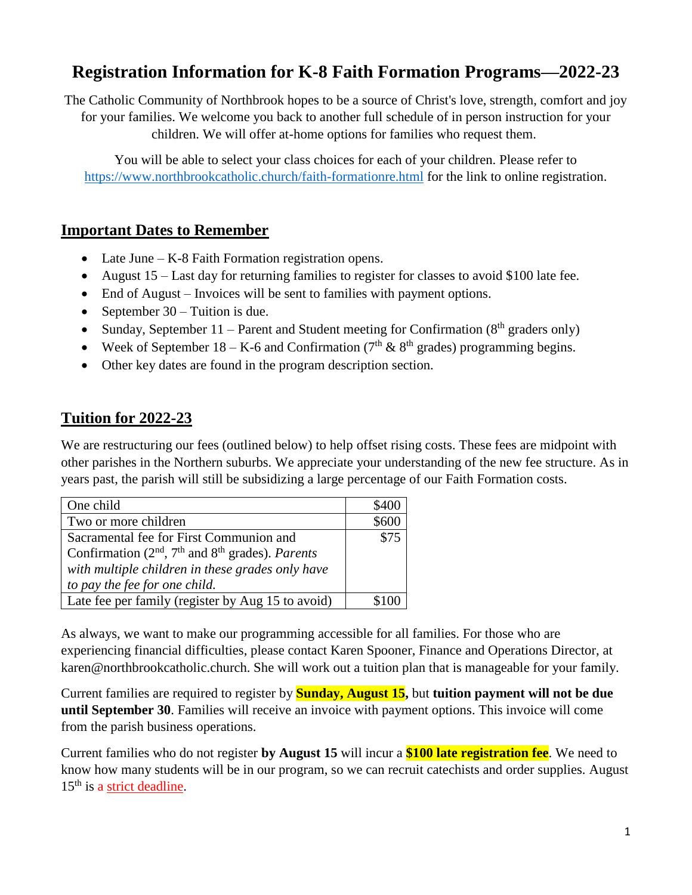# Registration Information for K-8 Faith Formation Programs—2022-23

The Catholic Community of Northbrook hopes to be a source of Christ's love, strength, comfort and joy for your families. We welcome you back to another full schedule of in person instruction for your children. We will offer at-home options for families who request them.

You will be able to select your class choices for each of your children. Please refer to https://www.northbrookcatholic.church/faith-formationre.html for the link to online registration.

## Important Dates to Remember

- Late June – K-8 Faith Formation registration opens.
- August 15 – Last day for returning families to register for classes to avoid $100 late fee.
- End of August – Invoices will be sent to families with payment options.
- September 30 – Tuition is due.
- Sunday, September 11 – Parent and Student meeting for Confirmation (8th graders only)
- Week of September 18 – K-6 and Confirmation (7th & 8th grades) programming begins.
- Other key dates are found in the program description section.

## Tuition for 2022-23

We are restructuring our fees (outlined below) to help offset rising costs. These fees are midpoint with other parishes in the Northern suburbs. We appreciate your understanding of the new fee structure. As in years past, the parish will still be subsidizing a large percentage of our Faith Formation costs.

| | |
|---|---:|
| One child | $400 |
| Two or more children | $600 |
| Sacramental fee for First Communion and Confirmation (2nd, 7th and 8th grades). *Parents with multiple children in these grades only have to pay the fee for one child.* | $75 |
| Late fee per family (register by Aug 15 to avoid) | $100 |

As always, we want to make our programming accessible for all families. For those who are experiencing financial difficulties, please contact Karen Spooner, Finance and Operations Director, at karen@northbrookcatholic.church. She will work out a tuition plan that is manageable for your family.

Current families are required to register by **Sunday, August 15**, but **tuition payment will not be due until September 30**. Families will receive an invoice with payment options. This invoice will come from the parish business operations.

Current families who do not register **by August 15** will incur a **$100 late registration fee**. We need to know how many students will be in our program, so we can recruit catechists and order supplies. August 15th is a strict deadline.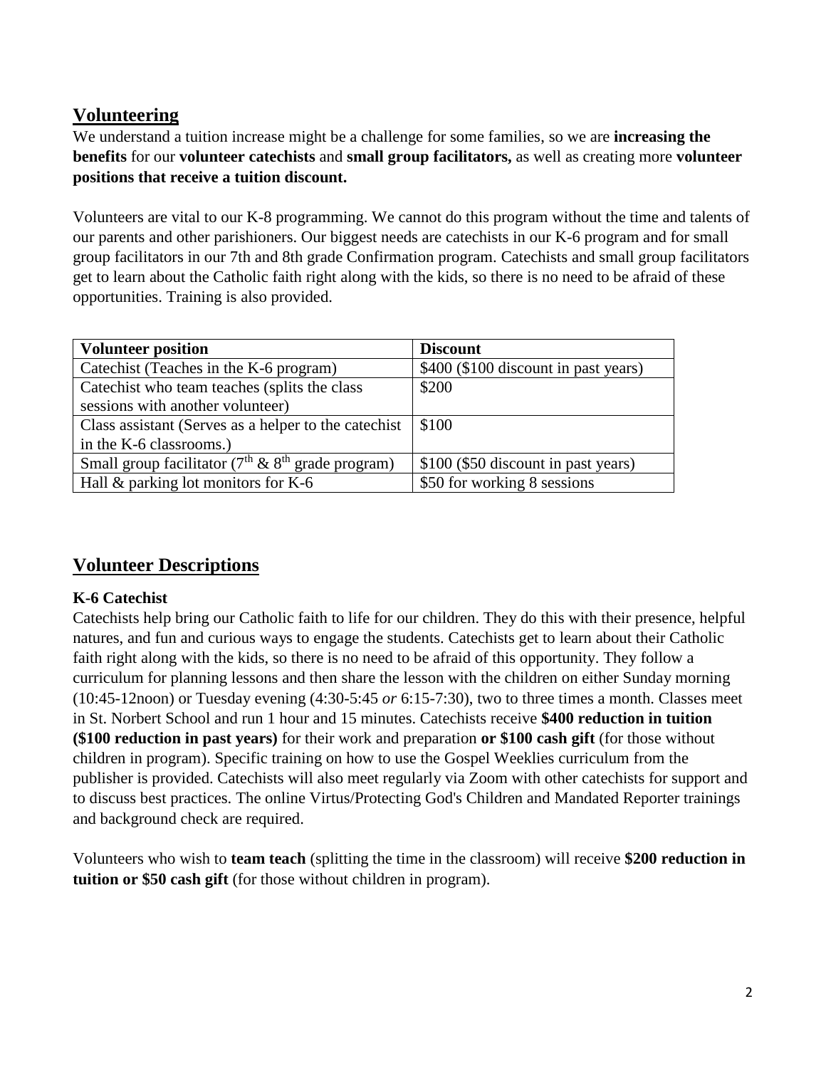## Volunteering

We understand a tuition increase might be a challenge for some families, so we are **increasing the benefits** for our **volunteer catechists** and **small group facilitators,** as well as creating more **volunteer positions that receive a tuition discount.**

Volunteers are vital to our K-8 programming. We cannot do this program without the time and talents of our parents and other parishioners. Our biggest needs are catechists in our K-6 program and for small group facilitators in our 7th and 8th grade Confirmation program. Catechists and small group facilitators get to learn about the Catholic faith right along with the kids, so there is no need to be afraid of these opportunities. Training is also provided.

| Volunteer position | Discount |
|---|---|
| Catechist (Teaches in the K-6 program) | \$400 (\$100 discount in past years) |
| Catechist who team teaches (splits the class sessions with another volunteer) | \$200 |
| Class assistant (Serves as a helper to the catechist in the K-6 classrooms.) | \$100 |
| Small group facilitator (7th & 8th grade program) | \$100 (\$50 discount in past years) |
| Hall & parking lot monitors for K-6 | \$50 for working 8 sessions |

## Volunteer Descriptions

**K-6 Catechist**

Catechists help bring our Catholic faith to life for our children. They do this with their presence, helpful natures, and fun and curious ways to engage the students. Catechists get to learn about their Catholic faith right along with the kids, so there is no need to be afraid of this opportunity. They follow a curriculum for planning lessons and then share the lesson with the children on either Sunday morning (10:45-12noon) or Tuesday evening (4:30-5:45 *or* 6:15-7:30), two to three times a month. Classes meet in St. Norbert School and run 1 hour and 15 minutes. Catechists receive **\$400 reduction in tuition (\$100 reduction in past years)** for their work and preparation **or \$100 cash gift** (for those without children in program). Specific training on how to use the Gospel Weeklies curriculum from the publisher is provided. Catechists will also meet regularly via Zoom with other catechists for support and to discuss best practices. The online Virtus/Protecting God's Children and Mandated Reporter trainings and background check are required.

Volunteers who wish to **team teach** (splitting the time in the classroom) will receive **\$200 reduction in tuition or \$50 cash gift** (for those without children in program).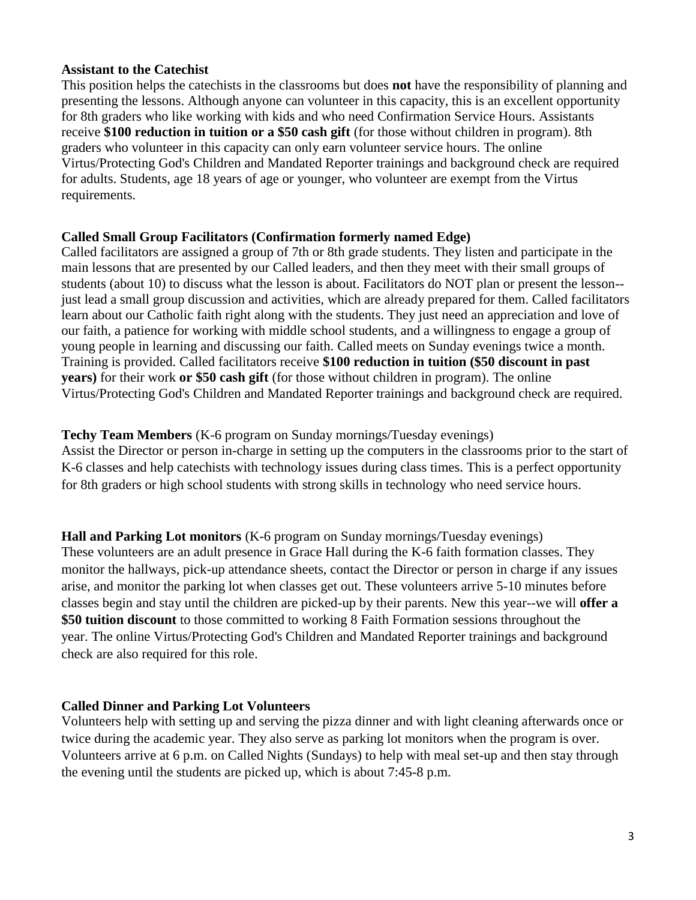**Assistant to the Catechist**

This position helps the catechists in the classrooms but does **not** have the responsibility of planning and presenting the lessons. Although anyone can volunteer in this capacity, this is an excellent opportunity for 8th graders who like working with kids and who need Confirmation Service Hours. Assistants receive **$100 reduction in tuition or a $50 cash gift** (for those without children in program). 8th graders who volunteer in this capacity can only earn volunteer service hours. The online Virtus/Protecting God's Children and Mandated Reporter trainings and background check are required for adults. Students, age 18 years of age or younger, who volunteer are exempt from the Virtus requirements.

**Called Small Group Facilitators (Confirmation formerly named Edge)**

Called facilitators are assigned a group of 7th or 8th grade students. They listen and participate in the main lessons that are presented by our Called leaders, and then they meet with their small groups of students (about 10) to discuss what the lesson is about. Facilitators do NOT plan or present the lesson--just lead a small group discussion and activities, which are already prepared for them. Called facilitators learn about our Catholic faith right along with the students. They just need an appreciation and love of our faith, a patience for working with middle school students, and a willingness to engage a group of young people in learning and discussing our faith. Called meets on Sunday evenings twice a month. Training is provided. Called facilitators receive **$100 reduction in tuition ($50 discount in past years)** for their work **or $50 cash gift** (for those without children in program). The online Virtus/Protecting God's Children and Mandated Reporter trainings and background check are required.

**Techy Team Members** (K-6 program on Sunday mornings/Tuesday evenings)

Assist the Director or person in-charge in setting up the computers in the classrooms prior to the start of K-6 classes and help catechists with technology issues during class times. This is a perfect opportunity for 8th graders or high school students with strong skills in technology who need service hours.

**Hall and Parking Lot monitors** (K-6 program on Sunday mornings/Tuesday evenings)

These volunteers are an adult presence in Grace Hall during the K-6 faith formation classes. They monitor the hallways, pick-up attendance sheets, contact the Director or person in charge if any issues arise, and monitor the parking lot when classes get out. These volunteers arrive 5-10 minutes before classes begin and stay until the children are picked-up by their parents. New this year--we will **offer a $50 tuition discount** to those committed to working 8 Faith Formation sessions throughout the year. The online Virtus/Protecting God's Children and Mandated Reporter trainings and background check are also required for this role.

**Called Dinner and Parking Lot Volunteers**

Volunteers help with setting up and serving the pizza dinner and with light cleaning afterwards once or twice during the academic year. They also serve as parking lot monitors when the program is over. Volunteers arrive at 6 p.m. on Called Nights (Sundays) to help with meal set-up and then stay through the evening until the students are picked up, which is about 7:45-8 p.m.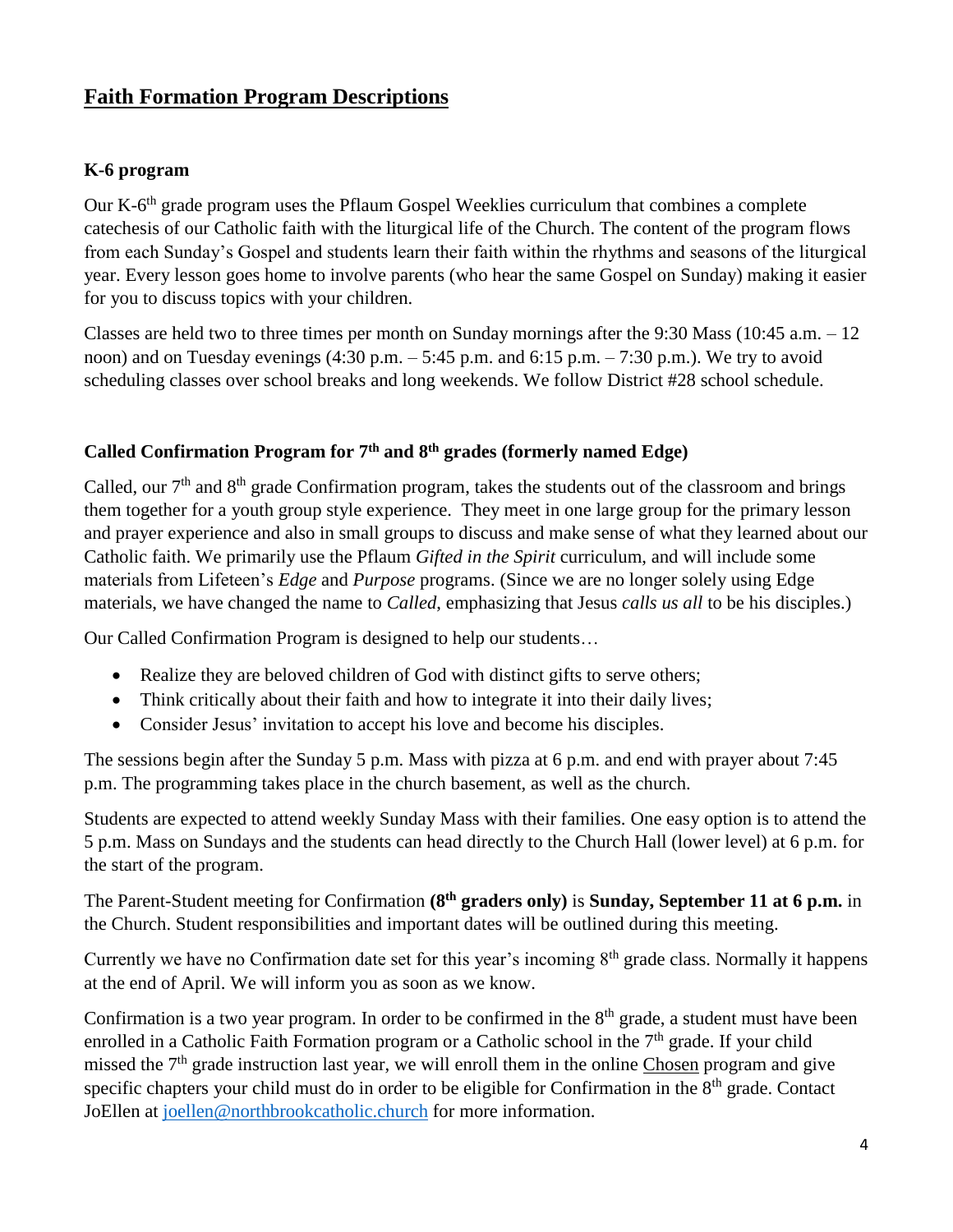## Faith Formation Program Descriptions

### K-6 program

Our K-6th grade program uses the Pflaum Gospel Weeklies curriculum that combines a complete catechesis of our Catholic faith with the liturgical life of the Church. The content of the program flows from each Sunday's Gospel and students learn their faith within the rhythms and seasons of the liturgical year. Every lesson goes home to involve parents (who hear the same Gospel on Sunday) making it easier for you to discuss topics with your children.

Classes are held two to three times per month on Sunday mornings after the 9:30 Mass (10:45 a.m. – 12 noon) and on Tuesday evenings (4:30 p.m. – 5:45 p.m. and 6:15 p.m. – 7:30 p.m.). We try to avoid scheduling classes over school breaks and long weekends. We follow District #28 school schedule.

### Called Confirmation Program for 7th and 8th grades (formerly named Edge)

Called, our 7th and 8th grade Confirmation program, takes the students out of the classroom and brings them together for a youth group style experience. They meet in one large group for the primary lesson and prayer experience and also in small groups to discuss and make sense of what they learned about our Catholic faith. We primarily use the Pflaum *Gifted in the Spirit* curriculum, and will include some materials from Lifeteen's *Edge* and *Purpose* programs. (Since we are no longer solely using Edge materials, we have changed the name to *Called*, emphasizing that Jesus *calls us all* to be his disciples.)

Our Called Confirmation Program is designed to help our students…

- Realize they are beloved children of God with distinct gifts to serve others;
- Think critically about their faith and how to integrate it into their daily lives;
- Consider Jesus' invitation to accept his love and become his disciples.

The sessions begin after the Sunday 5 p.m. Mass with pizza at 6 p.m. and end with prayer about 7:45 p.m. The programming takes place in the church basement, as well as the church.

Students are expected to attend weekly Sunday Mass with their families. One easy option is to attend the 5 p.m. Mass on Sundays and the students can head directly to the Church Hall (lower level) at 6 p.m. for the start of the program.

The Parent-Student meeting for Confirmation **(8th graders only)** is **Sunday, September 11 at 6 p.m.** in the Church. Student responsibilities and important dates will be outlined during this meeting.

Currently we have no Confirmation date set for this year's incoming 8th grade class. Normally it happens at the end of April. We will inform you as soon as we know.

Confirmation is a two year program. In order to be confirmed in the 8th grade, a student must have been enrolled in a Catholic Faith Formation program or a Catholic school in the 7th grade. If your child missed the 7th grade instruction last year, we will enroll them in the online Chosen program and give specific chapters your child must do in order to be eligible for Confirmation in the 8th grade. Contact JoEllen at joellen@northbrookcatholic.church for more information.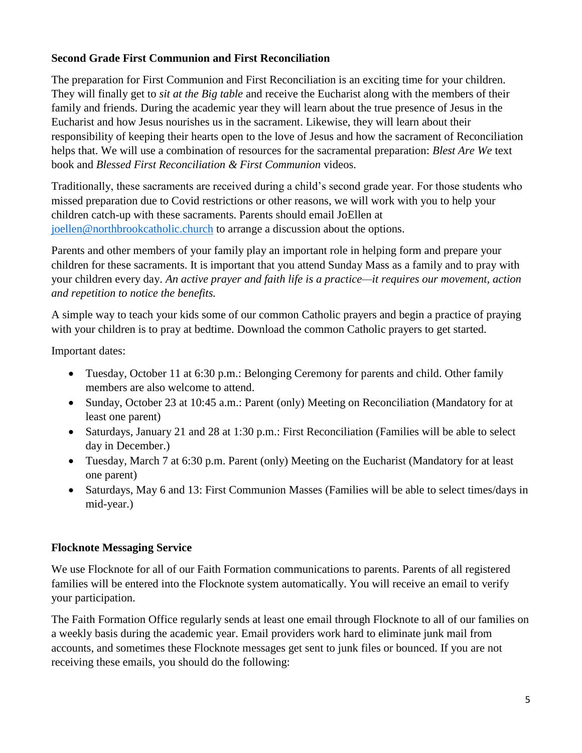## Second Grade First Communion and First Reconciliation

The preparation for First Communion and First Reconciliation is an exciting time for your children. They will finally get to *sit at the Big table* and receive the Eucharist along with the members of their family and friends. During the academic year they will learn about the true presence of Jesus in the Eucharist and how Jesus nourishes us in the sacrament. Likewise, they will learn about their responsibility of keeping their hearts open to the love of Jesus and how the sacrament of Reconciliation helps that. We will use a combination of resources for the sacramental preparation: *Blest Are We* text book and *Blessed First Reconciliation & First Communion* videos.

Traditionally, these sacraments are received during a child's second grade year. For those students who missed preparation due to Covid restrictions or other reasons, we will work with you to help your children catch-up with these sacraments. Parents should email JoEllen at joellen@northbrookcatholic.church to arrange a discussion about the options.

Parents and other members of your family play an important role in helping form and prepare your children for these sacraments. It is important that you attend Sunday Mass as a family and to pray with your children every day. *An active prayer and faith life is a practice—it requires our movement, action and repetition to notice the benefits.*

A simple way to teach your kids some of our common Catholic prayers and begin a practice of praying with your children is to pray at bedtime. Download the common Catholic prayers to get started.

Important dates:

- Tuesday, October 11 at 6:30 p.m.: Belonging Ceremony for parents and child. Other family members are also welcome to attend.
- Sunday, October 23 at 10:45 a.m.: Parent (only) Meeting on Reconciliation (Mandatory for at least one parent)
- Saturdays, January 21 and 28 at 1:30 p.m.: First Reconciliation (Families will be able to select day in December.)
- Tuesday, March 7 at 6:30 p.m. Parent (only) Meeting on the Eucharist (Mandatory for at least one parent)
- Saturdays, May 6 and 13: First Communion Masses (Families will be able to select times/days in mid-year.)

## Flocknote Messaging Service

We use Flocknote for all of our Faith Formation communications to parents. Parents of all registered families will be entered into the Flocknote system automatically. You will receive an email to verify your participation.

The Faith Formation Office regularly sends at least one email through Flocknote to all of our families on a weekly basis during the academic year. Email providers work hard to eliminate junk mail from accounts, and sometimes these Flocknote messages get sent to junk files or bounced. If you are not receiving these emails, you should do the following: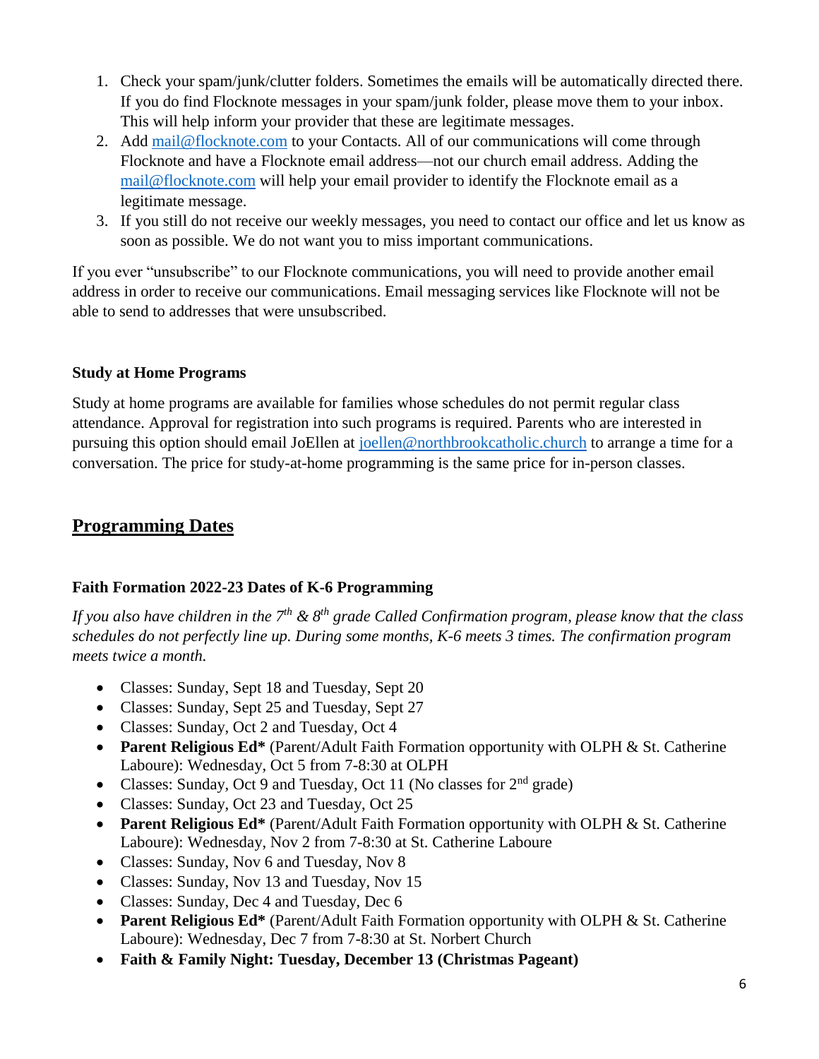1. Check your spam/junk/clutter folders. Sometimes the emails will be automatically directed there. If you do find Flocknote messages in your spam/junk folder, please move them to your inbox. This will help inform your provider that these are legitimate messages.
2. Add mail@flocknote.com to your Contacts. All of our communications will come through Flocknote and have a Flocknote email address—not our church email address. Adding the mail@flocknote.com will help your email provider to identify the Flocknote email as a legitimate message.
3. If you still do not receive our weekly messages, you need to contact our office and let us know as soon as possible. We do not want you to miss important communications.

If you ever "unsubscribe" to our Flocknote communications, you will need to provide another email address in order to receive our communications. Email messaging services like Flocknote will not be able to send to addresses that were unsubscribed.

**Study at Home Programs**

Study at home programs are available for families whose schedules do not permit regular class attendance. Approval for registration into such programs is required. Parents who are interested in pursuing this option should email JoEllen at joellen@northbrookcatholic.church to arrange a time for a conversation. The price for study-at-home programming is the same price for in-person classes.

## Programming Dates

**Faith Formation 2022-23 Dates of K-6 Programming**

*If you also have children in the 7th & 8th grade Called Confirmation program, please know that the class schedules do not perfectly line up. During some months, K-6 meets 3 times. The confirmation program meets twice a month.*

- Classes: Sunday, Sept 18 and Tuesday, Sept 20
- Classes: Sunday, Sept 25 and Tuesday, Sept 27
- Classes: Sunday, Oct 2 and Tuesday, Oct 4
- **Parent Religious Ed*** (Parent/Adult Faith Formation opportunity with OLPH & St. Catherine Laboure): Wednesday, Oct 5 from 7-8:30 at OLPH
- Classes: Sunday, Oct 9 and Tuesday, Oct 11 (No classes for 2nd grade)
- Classes: Sunday, Oct 23 and Tuesday, Oct 25
- **Parent Religious Ed*** (Parent/Adult Faith Formation opportunity with OLPH & St. Catherine Laboure): Wednesday, Nov 2 from 7-8:30 at St. Catherine Laboure
- Classes: Sunday, Nov 6 and Tuesday, Nov 8
- Classes: Sunday, Nov 13 and Tuesday, Nov 15
- Classes: Sunday, Dec 4 and Tuesday, Dec 6
- **Parent Religious Ed*** (Parent/Adult Faith Formation opportunity with OLPH & St. Catherine Laboure): Wednesday, Dec 7 from 7-8:30 at St. Norbert Church
- **Faith & Family Night: Tuesday, December 13 (Christmas Pageant)**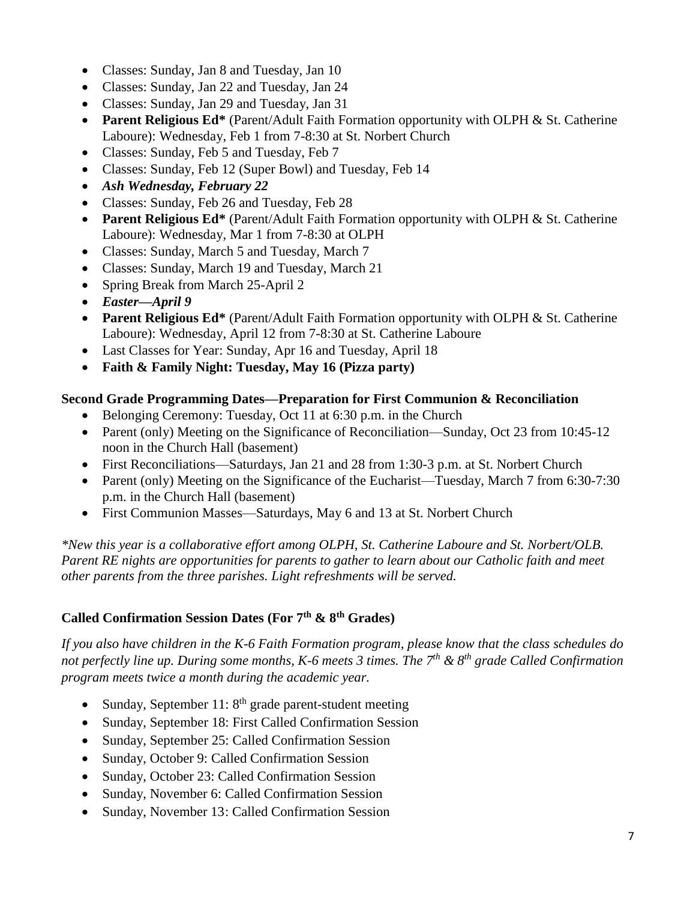- Classes: Sunday, Jan 8 and Tuesday, Jan 10
- Classes: Sunday, Jan 22 and Tuesday, Jan 24
- Classes: Sunday, Jan 29 and Tuesday, Jan 31
- **Parent Religious Ed*** (Parent/Adult Faith Formation opportunity with OLPH & St. Catherine Laboure): Wednesday, Feb 1 from 7-8:30 at St. Norbert Church
- Classes: Sunday, Feb 5 and Tuesday, Feb 7
- Classes: Sunday, Feb 12 (Super Bowl) and Tuesday, Feb 14
- ***Ash Wednesday, February 22***
- Classes: Sunday, Feb 26 and Tuesday, Feb 28
- **Parent Religious Ed*** (Parent/Adult Faith Formation opportunity with OLPH & St. Catherine Laboure): Wednesday, Mar 1 from 7-8:30 at OLPH
- Classes: Sunday, March 5 and Tuesday, March 7
- Classes: Sunday, March 19 and Tuesday, March 21
- Spring Break from March 25-April 2
- ***Easter—April 9***
- **Parent Religious Ed*** (Parent/Adult Faith Formation opportunity with OLPH & St. Catherine Laboure): Wednesday, April 12 from 7-8:30 at St. Catherine Laboure
- Last Classes for Year: Sunday, Apr 16 and Tuesday, April 18
- **Faith & Family Night: Tuesday, May 16 (Pizza party)**

**Second Grade Programming Dates—Preparation for First Communion & Reconciliation**

- Belonging Ceremony: Tuesday, Oct 11 at 6:30 p.m. in the Church
- Parent (only) Meeting on the Significance of Reconciliation—Sunday, Oct 23 from 10:45-12 noon in the Church Hall (basement)
- First Reconciliations—Saturdays, Jan 21 and 28 from 1:30-3 p.m. at St. Norbert Church
- Parent (only) Meeting on the Significance of the Eucharist—Tuesday, March 7 from 6:30-7:30 p.m. in the Church Hall (basement)
- First Communion Masses—Saturdays, May 6 and 13 at St. Norbert Church

*\*New this year is a collaborative effort among OLPH, St. Catherine Laboure and St. Norbert/OLB. Parent RE nights are opportunities for parents to gather to learn about our Catholic faith and meet other parents from the three parishes. Light refreshments will be served.*

**Called Confirmation Session Dates (For 7th & 8th Grades)**

*If you also have children in the K-6 Faith Formation program, please know that the class schedules do not perfectly line up. During some months, K-6 meets 3 times. The 7th & 8th grade Called Confirmation program meets twice a month during the academic year.*

- Sunday, September 11: 8th grade parent-student meeting
- Sunday, September 18: First Called Confirmation Session
- Sunday, September 25: Called Confirmation Session
- Sunday, October 9: Called Confirmation Session
- Sunday, October 23: Called Confirmation Session
- Sunday, November 6: Called Confirmation Session
- Sunday, November 13: Called Confirmation Session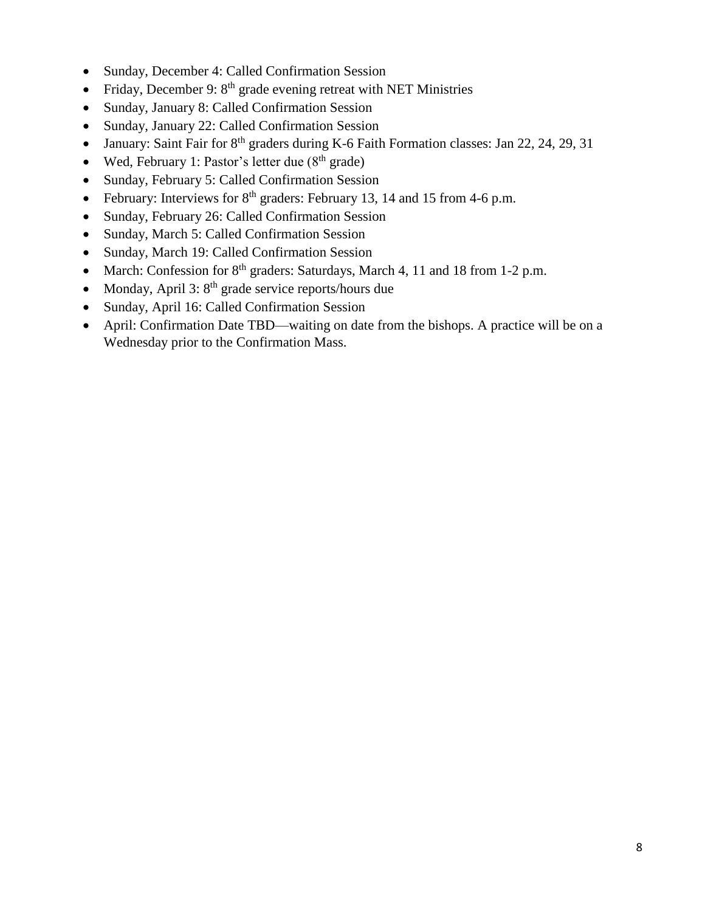- Sunday, December 4: Called Confirmation Session
- Friday, December 9: 8th grade evening retreat with NET Ministries
- Sunday, January 8: Called Confirmation Session
- Sunday, January 22: Called Confirmation Session
- January: Saint Fair for 8th graders during K-6 Faith Formation classes: Jan 22, 24, 29, 31
- Wed, February 1: Pastor's letter due (8th grade)
- Sunday, February 5: Called Confirmation Session
- February: Interviews for 8th graders: February 13, 14 and 15 from 4-6 p.m.
- Sunday, February 26: Called Confirmation Session
- Sunday, March 5: Called Confirmation Session
- Sunday, March 19: Called Confirmation Session
- March: Confession for 8th graders: Saturdays, March 4, 11 and 18 from 1-2 p.m.
- Monday, April 3: 8th grade service reports/hours due
- Sunday, April 16: Called Confirmation Session
- April: Confirmation Date TBD—waiting on date from the bishops. A practice will be on a Wednesday prior to the Confirmation Mass.